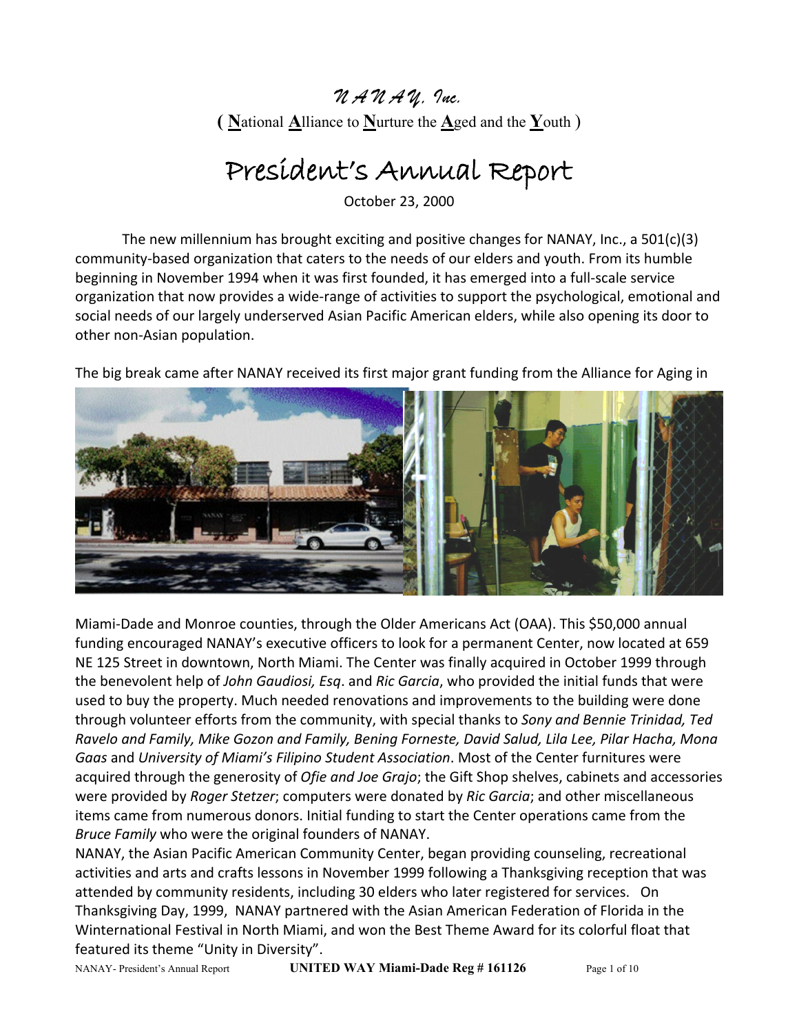# *NANAY, Inc.*

**(** **N**ational **A**lliance to **N**urture the **A**ged and the **Y**outh **)**

## President's Annual Report

October 23, 2000

The new millennium has brought exciting and positive changes for NANAY, Inc., a 501(c)(3) community-based organization that caters to the needs of our elders and youth. From its humble beginning in November 1994 when it was first founded, it has emerged into a full-scale service organization that now provides a wide-range of activities to support the psychological, emotional and social needs of our largely underserved Asian Pacific American elders, while also opening its door to other non-Asian population.

The big break came after NANAY received its first major grant funding from the Alliance for Aging in Miami-Dade and Monroe counties, through the Older Americans Act (OAA). This $50,000 annual funding encouraged NANAY's executive officers to look for a permanent Center, now located at 659 NE 125 Street in downtown, North Miami. The Center was finally acquired in October 1999 through the benevolent help of *John Gaudiosi, Esq*. and *Ric Garcia*, who provided the initial funds that were used to buy the property. Much needed renovations and improvements to the building were done through volunteer efforts from the community, with special thanks to *Sony and Bennie Trinidad, Ted Ravelo and Family, Mike Gozon and Family, Bening Forneste, David Salud, Lila Lee, Pilar Hacha, Mona Gaas* and *University of Miami's Filipino Student Association*. Most of the Center furnitures were acquired through the generosity of *Ofie and Joe Grajo*; the Gift Shop shelves, cabinets and accessories were provided by *Roger Stetzer*; computers were donated by *Ric Garcia*; and other miscellaneous items came from numerous donors. Initial funding to start the Center operations came from the *Bruce Family* who were the original founders of NANAY.

NANAY, the Asian Pacific American Community Center, began providing counseling, recreational activities and arts and crafts lessons in November 1999 following a Thanksgiving reception that was attended by community residents, including 30 elders who later registered for services. On Thanksgiving Day, 1999, NANAY partnered with the Asian American Federation of Florida in the Winternational Festival in North Miami, and won the Best Theme Award for its colorful float that featured its theme "Unity in Diversity".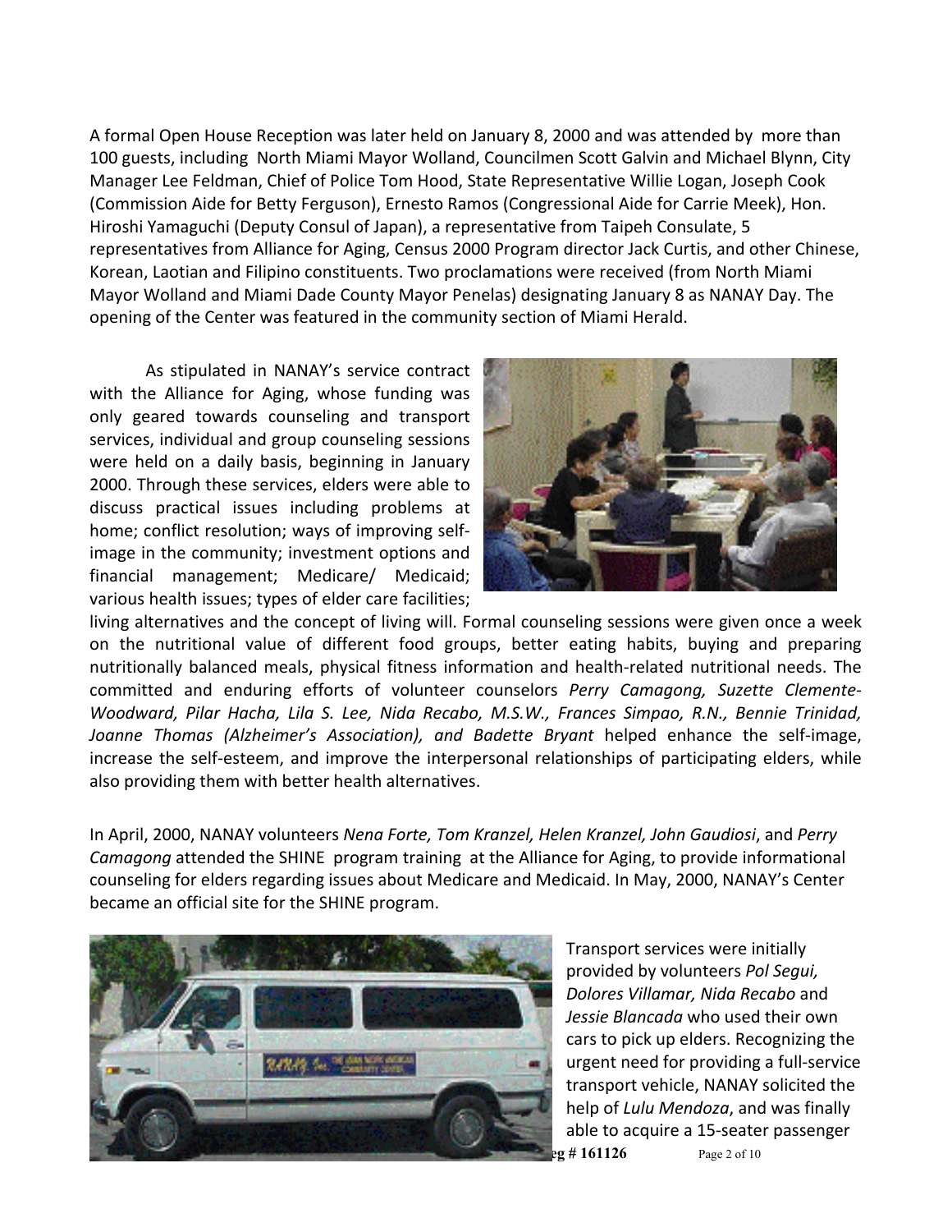A formal Open House Reception was later held on January 8, 2000 and was attended by more than 100 guests, including North Miami Mayor Wolland, Councilmen Scott Galvin and Michael Blynn, City Manager Lee Feldman, Chief of Police Tom Hood, State Representative Willie Logan, Joseph Cook (Commission Aide for Betty Ferguson), Ernesto Ramos (Congressional Aide for Carrie Meek), Hon. Hiroshi Yamaguchi (Deputy Consul of Japan), a representative from Taipeh Consulate, 5 representatives from Alliance for Aging, Census 2000 Program director Jack Curtis, and other Chinese, Korean, Laotian and Filipino constituents. Two proclamations were received (from North Miami Mayor Wolland and Miami Dade County Mayor Penelas) designating January 8 as NANAY Day. The opening of the Center was featured in the community section of Miami Herald.

As stipulated in NANAY's service contract with the Alliance for Aging, whose funding was only geared towards counseling and transport services, individual and group counseling sessions were held on a daily basis, beginning in January 2000. Through these services, elders were able to discuss practical issues including problems at home; conflict resolution; ways of improving self-image in the community; investment options and financial management; Medicare/ Medicaid; various health issues; types of elder care facilities; living alternatives and the concept of living will. Formal counseling sessions were given once a week on the nutritional value of different food groups, better eating habits, buying and preparing nutritionally balanced meals, physical fitness information and health-related nutritional needs. The committed and enduring efforts of volunteer counselors *Perry Camagong, Suzette Clemente-Woodward, Pilar Hacha, Lila S. Lee, Nida Recabo, M.S.W., Frances Simpao, R.N., Bennie Trinidad, Joanne Thomas (Alzheimer's Association), and Badette Bryant* helped enhance the self-image, increase the self-esteem, and improve the interpersonal relationships of participating elders, while also providing them with better health alternatives.

In April, 2000, NANAY volunteers *Nena Forte, Tom Kranzel, Helen Kranzel, John Gaudiosi*, and *Perry Camagong* attended the SHINE program training at the Alliance for Aging, to provide informational counseling for elders regarding issues about Medicare and Medicaid. In May, 2000, NANAY's Center became an official site for the SHINE program.

Transport services were initially provided by volunteers *Pol Segui, Dolores Villamar, Nida Recabo* and *Jessie Blancada* who used their own cars to pick up elders. Recognizing the urgent need for providing a full-service transport vehicle, NANAY solicited the help of *Lulu Mendoza*, and was finally able to acquire a 15-seater passenger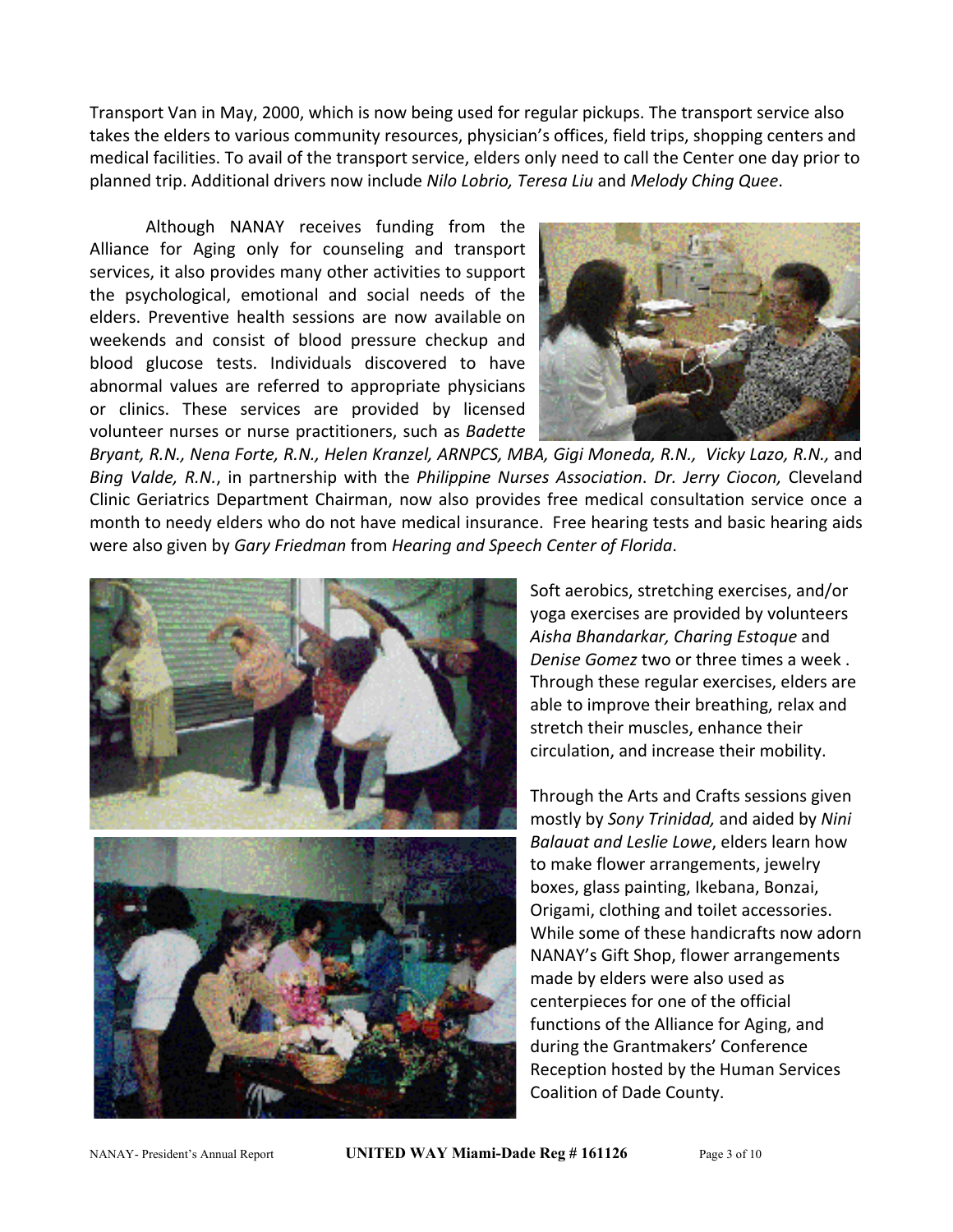Transport Van in May, 2000, which is now being used for regular pickups. The transport service also takes the elders to various community resources, physician's offices, field trips, shopping centers and medical facilities. To avail of the transport service, elders only need to call the Center one day prior to planned trip. Additional drivers now include *Nilo Lobrio, Teresa Liu* and *Melody Ching Quee*.

Although NANAY receives funding from the Alliance for Aging only for counseling and transport services, it also provides many other activities to support the psychological, emotional and social needs of the elders. Preventive health sessions are now available on weekends and consist of blood pressure checkup and blood glucose tests. Individuals discovered to have abnormal values are referred to appropriate physicians or clinics. These services are provided by licensed volunteer nurses or nurse practitioners, such as *Badette Bryant, R.N., Nena Forte, R.N., Helen Kranzel, ARNPCS, MBA, Gigi Moneda, R.N., Vicky Lazo, R.N.,* and *Bing Valde, R.N.*, in partnership with the *Philippine Nurses Association*. *Dr. Jerry Ciocon,* Cleveland Clinic Geriatrics Department Chairman, now also provides free medical consultation service once a month to needy elders who do not have medical insurance. Free hearing tests and basic hearing aids were also given by *Gary Friedman* from *Hearing and Speech Center of Florida*.

Soft aerobics, stretching exercises, and/or yoga exercises are provided by volunteers *Aisha Bhandarkar, Charing Estoque* and *Denise Gomez* two or three times a week . Through these regular exercises, elders are able to improve their breathing, relax and stretch their muscles, enhance their circulation, and increase their mobility.

Through the Arts and Crafts sessions given mostly by *Sony Trinidad,* and aided by *Nini Balauat and Leslie Lowe*, elders learn how to make flower arrangements, jewelry boxes, glass painting, Ikebana, Bonzai, Origami, clothing and toilet accessories. While some of these handicrafts now adorn NANAY's Gift Shop, flower arrangements made by elders were also used as centerpieces for one of the official functions of the Alliance for Aging, and during the Grantmakers' Conference Reception hosted by the Human Services Coalition of Dade County.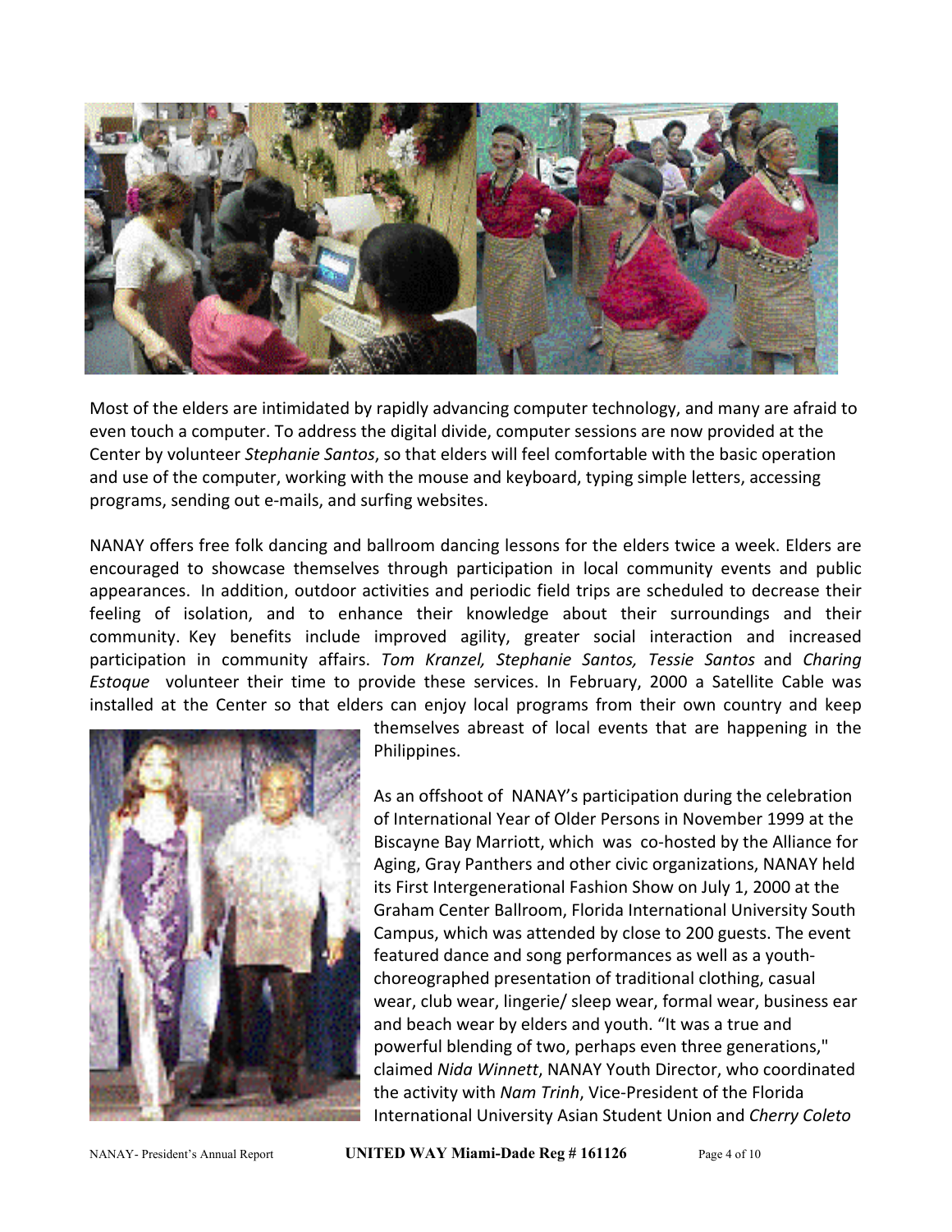Most of the elders are intimidated by rapidly advancing computer technology, and many are afraid to even touch a computer. To address the digital divide, computer sessions are now provided at the Center by volunteer *Stephanie Santos*, so that elders will feel comfortable with the basic operation and use of the computer, working with the mouse and keyboard, typing simple letters, accessing programs, sending out e-mails, and surfing websites.

NANAY offers free folk dancing and ballroom dancing lessons for the elders twice a week. Elders are encouraged to showcase themselves through participation in local community events and public appearances. In addition, outdoor activities and periodic field trips are scheduled to decrease their feeling of isolation, and to enhance their knowledge about their surroundings and their community. Key benefits include improved agility, greater social interaction and increased participation in community affairs. *Tom Kranzel, Stephanie Santos, Tessie Santos* and *Charing Estoque* volunteer their time to provide these services. In February, 2000 a Satellite Cable was installed at the Center so that elders can enjoy local programs from their own country and keep themselves abreast of local events that are happening in the Philippines.

As an offshoot of NANAY's participation during the celebration of International Year of Older Persons in November 1999 at the Biscayne Bay Marriott, which was co-hosted by the Alliance for Aging, Gray Panthers and other civic organizations, NANAY held its First Intergenerational Fashion Show on July 1, 2000 at the Graham Center Ballroom, Florida International University South Campus, which was attended by close to 200 guests. The event featured dance and song performances as well as a youth-choreographed presentation of traditional clothing, casual wear, club wear, lingerie/ sleep wear, formal wear, business ear and beach wear by elders and youth. "It was a true and powerful blending of two, perhaps even three generations," claimed *Nida Winnett*, NANAY Youth Director, who coordinated the activity with *Nam Trinh*, Vice-President of the Florida International University Asian Student Union and *Cherry Coleto*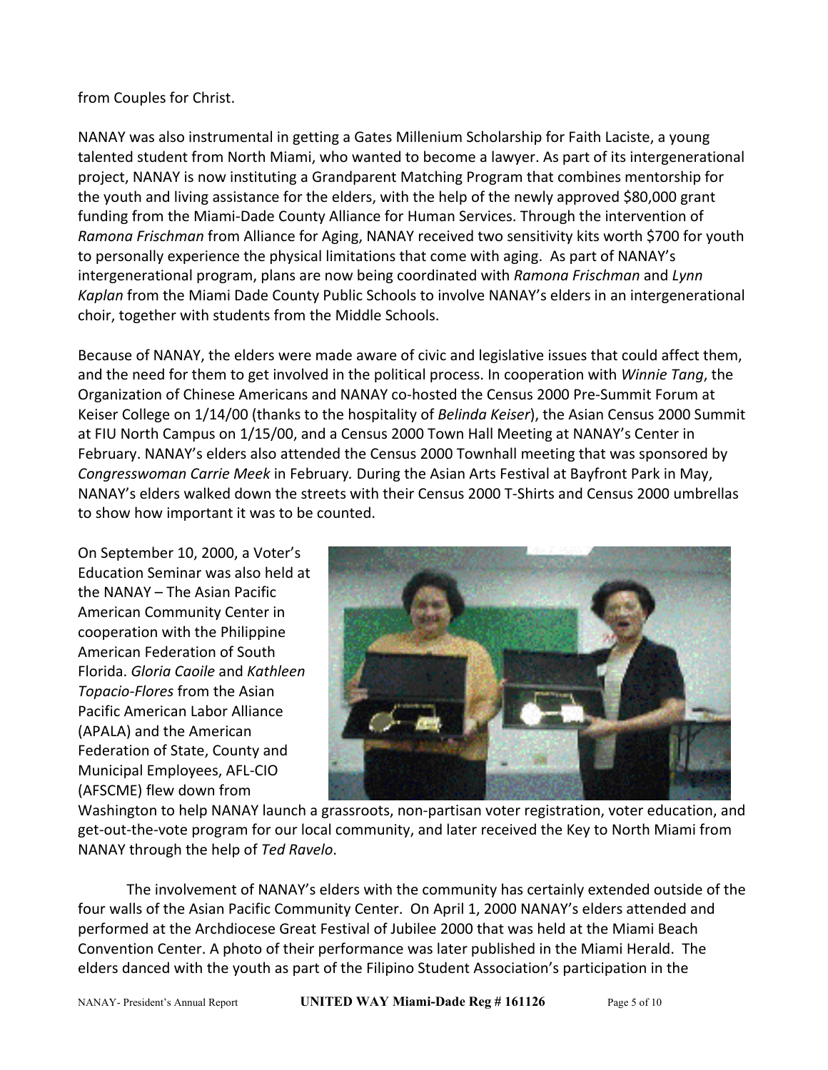from Couples for Christ.

NANAY was also instrumental in getting a Gates Millenium Scholarship for Faith Laciste, a young talented student from North Miami, who wanted to become a lawyer. As part of its intergenerational project, NANAY is now instituting a Grandparent Matching Program that combines mentorship for the youth and living assistance for the elders, with the help of the newly approved $80,000 grant funding from the Miami-Dade County Alliance for Human Services. Through the intervention of *Ramona Frischman* from Alliance for Aging, NANAY received two sensitivity kits worth $700 for youth to personally experience the physical limitations that come with aging. As part of NANAY's intergenerational program, plans are now being coordinated with *Ramona Frischman* and *Lynn Kaplan* from the Miami Dade County Public Schools to involve NANAY's elders in an intergenerational choir, together with students from the Middle Schools.

Because of NANAY, the elders were made aware of civic and legislative issues that could affect them, and the need for them to get involved in the political process. In cooperation with *Winnie Tang*, the Organization of Chinese Americans and NANAY co-hosted the Census 2000 Pre-Summit Forum at Keiser College on 1/14/00 (thanks to the hospitality of *Belinda Keiser*), the Asian Census 2000 Summit at FIU North Campus on 1/15/00, and a Census 2000 Town Hall Meeting at NANAY's Center in February. NANAY's elders also attended the Census 2000 Townhall meeting that was sponsored by *Congresswoman Carrie Meek* in February. During the Asian Arts Festival at Bayfront Park in May, NANAY's elders walked down the streets with their Census 2000 T-Shirts and Census 2000 umbrellas to show how important it was to be counted.

On September 10, 2000, a Voter's Education Seminar was also held at the NANAY – The Asian Pacific American Community Center in cooperation with the Philippine American Federation of South Florida. *Gloria Caoile* and *Kathleen Topacio-Flores* from the Asian Pacific American Labor Alliance (APALA) and the American Federation of State, County and Municipal Employees, AFL-CIO (AFSCME) flew down from Washington to help NANAY launch a grassroots, non-partisan voter registration, voter education, and get-out-the-vote program for our local community, and later received the Key to North Miami from NANAY through the help of *Ted Ravelo*.

The involvement of NANAY's elders with the community has certainly extended outside of the four walls of the Asian Pacific Community Center. On April 1, 2000 NANAY's elders attended and performed at the Archdiocese Great Festival of Jubilee 2000 that was held at the Miami Beach Convention Center. A photo of their performance was later published in the Miami Herald. The elders danced with the youth as part of the Filipino Student Association's participation in the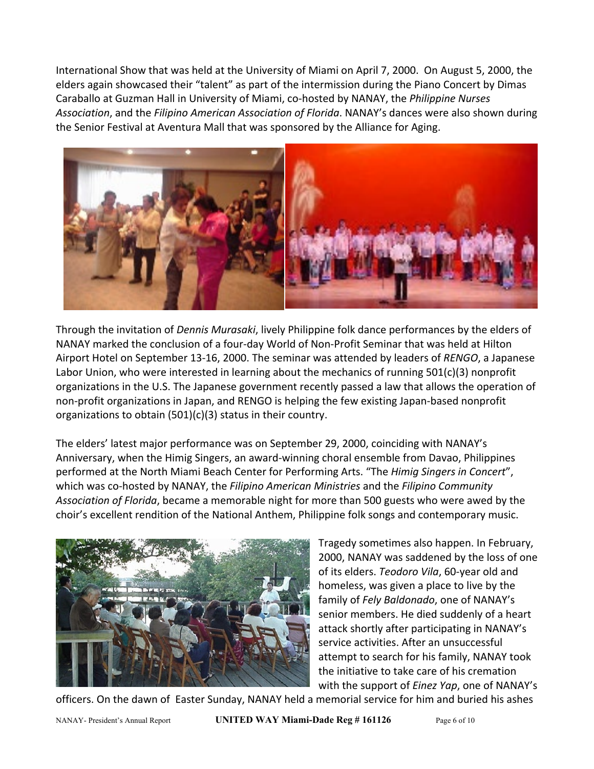International Show that was held at the University of Miami on April 7, 2000. On August 5, 2000, the elders again showcased their "talent" as part of the intermission during the Piano Concert by Dimas Caraballo at Guzman Hall in University of Miami, co-hosted by NANAY, the *Philippine Nurses Association*, and the *Filipino American Association of Florida*. NANAY's dances were also shown during the Senior Festival at Aventura Mall that was sponsored by the Alliance for Aging.

Through the invitation of *Dennis Murasaki*, lively Philippine folk dance performances by the elders of NANAY marked the conclusion of a four-day World of Non-Profit Seminar that was held at Hilton Airport Hotel on September 13-16, 2000. The seminar was attended by leaders of *RENGO*, a Japanese Labor Union, who were interested in learning about the mechanics of running 501(c)(3) nonprofit organizations in the U.S. The Japanese government recently passed a law that allows the operation of non-profit organizations in Japan, and RENGO is helping the few existing Japan-based nonprofit organizations to obtain (501)(c)(3) status in their country.

The elders' latest major performance was on September 29, 2000, coinciding with NANAY's Anniversary, when the Himig Singers, an award-winning choral ensemble from Davao, Philippines performed at the North Miami Beach Center for Performing Arts. "The *Himig Singers in Concert*", which was co-hosted by NANAY, the *Filipino American Ministries* and the *Filipino Community Association of Florida*, became a memorable night for more than 500 guests who were awed by the choir's excellent rendition of the National Anthem, Philippine folk songs and contemporary music.

Tragedy sometimes also happen. In February, 2000, NANAY was saddened by the loss of one of its elders. *Teodoro Vila*, 60-year old and homeless, was given a place to live by the family of *Fely Baldonado*, one of NANAY's senior members. He died suddenly of a heart attack shortly after participating in NANAY's service activities. After an unsuccessful attempt to search for his family, NANAY took the initiative to take care of his cremation with the support of *Einez Yap*, one of NANAY's officers. On the dawn of Easter Sunday, NANAY held a memorial service for him and buried his ashes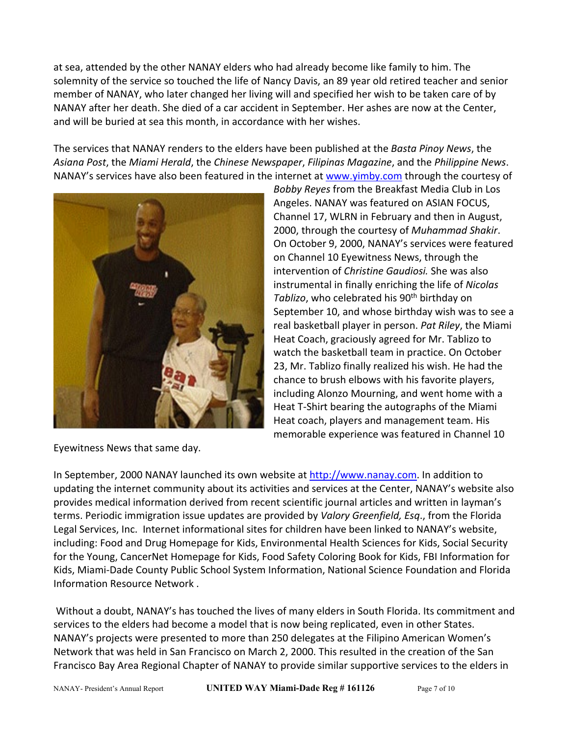at sea, attended by the other NANAY elders who had already become like family to him. The solemnity of the service so touched the life of Nancy Davis, an 89 year old retired teacher and senior member of NANAY, who later changed her living will and specified her wish to be taken care of by NANAY after her death. She died of a car accident in September. Her ashes are now at the Center, and will be buried at sea this month, in accordance with her wishes.

The services that NANAY renders to the elders have been published at the *Basta Pinoy News*, the *Asiana Post*, the *Miami Herald*, the *Chinese Newspaper*, *Filipinas Magazine*, and the *Philippine News*. NANAY's services have also been featured in the internet at [www.yimby.com](http://www.yimby.com) through the courtesy of *Bobby Reyes* from the Breakfast Media Club in Los Angeles. NANAY was featured on ASIAN FOCUS, Channel 17, WLRN in February and then in August, 2000, through the courtesy of *Muhammad Shakir*. On October 9, 2000, NANAY's services were featured on Channel 10 Eyewitness News, through the intervention of *Christine Gaudiosi.* She was also instrumental in finally enriching the life of *Nicolas Tablizo*, who celebrated his 90th birthday on September 10, and whose birthday wish was to see a real basketball player in person. *Pat Riley*, the Miami Heat Coach, graciously agreed for Mr. Tablizo to watch the basketball team in practice. On October 23, Mr. Tablizo finally realized his wish. He had the chance to brush elbows with his favorite players, including Alonzo Mourning, and went home with a Heat T-Shirt bearing the autographs of the Miami Heat coach, players and management team. His memorable experience was featured in Channel 10 Eyewitness News that same day.

In September, 2000 NANAY launched its own website at [http://www.nanay.com](http://www.nanay.com). In addition to updating the internet community about its activities and services at the Center, NANAY's website also provides medical information derived from recent scientific journal articles and written in layman's terms. Periodic immigration issue updates are provided by *Valory Greenfield, Esq*., from the Florida Legal Services, Inc. Internet informational sites for children have been linked to NANAY's website, including: Food and Drug Homepage for Kids, Environmental Health Sciences for Kids, Social Security for the Young, CancerNet Homepage for Kids, Food Safety Coloring Book for Kids, FBI Information for Kids, Miami-Dade County Public School System Information, National Science Foundation and Florida Information Resource Network .

Without a doubt, NANAY's has touched the lives of many elders in South Florida. Its commitment and services to the elders had become a model that is now being replicated, even in other States. NANAY's projects were presented to more than 250 delegates at the Filipino American Women's Network that was held in San Francisco on March 2, 2000. This resulted in the creation of the San Francisco Bay Area Regional Chapter of NANAY to provide similar supportive services to the elders in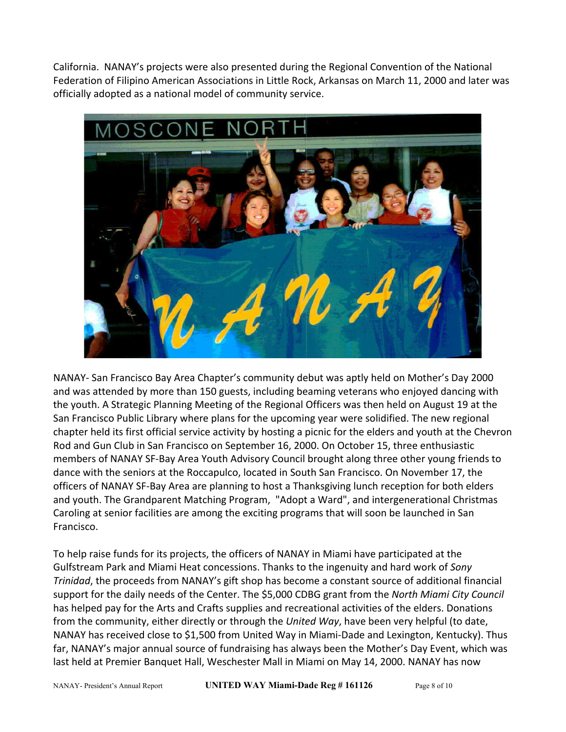California. NANAY's projects were also presented during the Regional Convention of the National Federation of Filipino American Associations in Little Rock, Arkansas on March 11, 2000 and later was officially adopted as a national model of community service.

NANAY- San Francisco Bay Area Chapter's community debut was aptly held on Mother's Day 2000 and was attended by more than 150 guests, including beaming veterans who enjoyed dancing with the youth. A Strategic Planning Meeting of the Regional Officers was then held on August 19 at the San Francisco Public Library where plans for the upcoming year were solidified. The new regional chapter held its first official service activity by hosting a picnic for the elders and youth at the Chevron Rod and Gun Club in San Francisco on September 16, 2000. On October 15, three enthusiastic members of NANAY SF-Bay Area Youth Advisory Council brought along three other young friends to dance with the seniors at the Roccapulco, located in South San Francisco. On November 17, the officers of NANAY SF-Bay Area are planning to host a Thanksgiving lunch reception for both elders and youth. The Grandparent Matching Program, "Adopt a Ward", and intergenerational Christmas Caroling at senior facilities are among the exciting programs that will soon be launched in San Francisco.

To help raise funds for its projects, the officers of NANAY in Miami have participated at the Gulfstream Park and Miami Heat concessions. Thanks to the ingenuity and hard work of *Sony Trinidad*, the proceeds from NANAY's gift shop has become a constant source of additional financial support for the daily needs of the Center. The $5,000 CDBG grant from the *North Miami City Council* has helped pay for the Arts and Crafts supplies and recreational activities of the elders. Donations from the community, either directly or through the *United Way*, have been very helpful (to date, NANAY has received close to $1,500 from United Way in Miami-Dade and Lexington, Kentucky). Thus far, NANAY's major annual source of fundraising has always been the Mother's Day Event, which was last held at Premier Banquet Hall, Weschester Mall in Miami on May 14, 2000. NANAY has now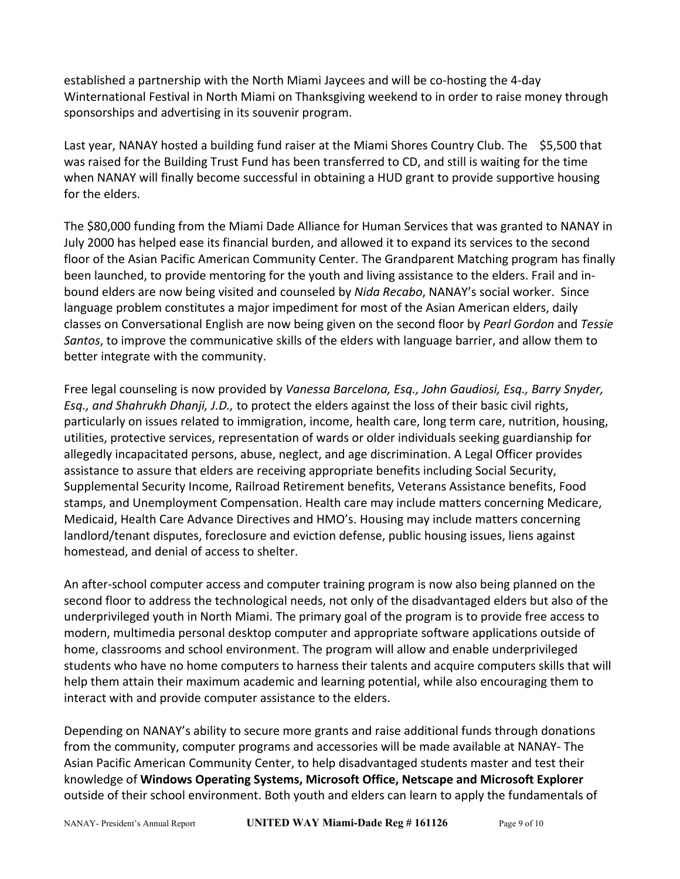established a partnership with the North Miami Jaycees and will be co-hosting the 4-day Winternational Festival in North Miami on Thanksgiving weekend to in order to raise money through sponsorships and advertising in its souvenir program.

Last year, NANAY hosted a building fund raiser at the Miami Shores Country Club. The $5,500 that was raised for the Building Trust Fund has been transferred to CD, and still is waiting for the time when NANAY will finally become successful in obtaining a HUD grant to provide supportive housing for the elders.

The $80,000 funding from the Miami Dade Alliance for Human Services that was granted to NANAY in July 2000 has helped ease its financial burden, and allowed it to expand its services to the second floor of the Asian Pacific American Community Center. The Grandparent Matching program has finally been launched, to provide mentoring for the youth and living assistance to the elders. Frail and in-bound elders are now being visited and counseled by *Nida Recabo*, NANAY's social worker. Since language problem constitutes a major impediment for most of the Asian American elders, daily classes on Conversational English are now being given on the second floor by *Pearl Gordon* and *Tessie Santos*, to improve the communicative skills of the elders with language barrier, and allow them to better integrate with the community.

Free legal counseling is now provided by *Vanessa Barcelona, Esq., John Gaudiosi, Esq., Barry Snyder, Esq., and Shahrukh Dhanji, J.D.,* to protect the elders against the loss of their basic civil rights, particularly on issues related to immigration, income, health care, long term care, nutrition, housing, utilities, protective services, representation of wards or older individuals seeking guardianship for allegedly incapacitated persons, abuse, neglect, and age discrimination. A Legal Officer provides assistance to assure that elders are receiving appropriate benefits including Social Security, Supplemental Security Income, Railroad Retirement benefits, Veterans Assistance benefits, Food stamps, and Unemployment Compensation. Health care may include matters concerning Medicare, Medicaid, Health Care Advance Directives and HMO's. Housing may include matters concerning landlord/tenant disputes, foreclosure and eviction defense, public housing issues, liens against homestead, and denial of access to shelter.

An after-school computer access and computer training program is now also being planned on the second floor to address the technological needs, not only of the disadvantaged elders but also of the underprivileged youth in North Miami. The primary goal of the program is to provide free access to modern, multimedia personal desktop computer and appropriate software applications outside of home, classrooms and school environment. The program will allow and enable underprivileged students who have no home computers to harness their talents and acquire computers skills that will help them attain their maximum academic and learning potential, while also encouraging them to interact with and provide computer assistance to the elders.

Depending on NANAY's ability to secure more grants and raise additional funds through donations from the community, computer programs and accessories will be made available at NANAY- The Asian Pacific American Community Center, to help disadvantaged students master and test their knowledge of **Windows Operating Systems, Microsoft Office, Netscape and Microsoft Explorer** outside of their school environment. Both youth and elders can learn to apply the fundamentals of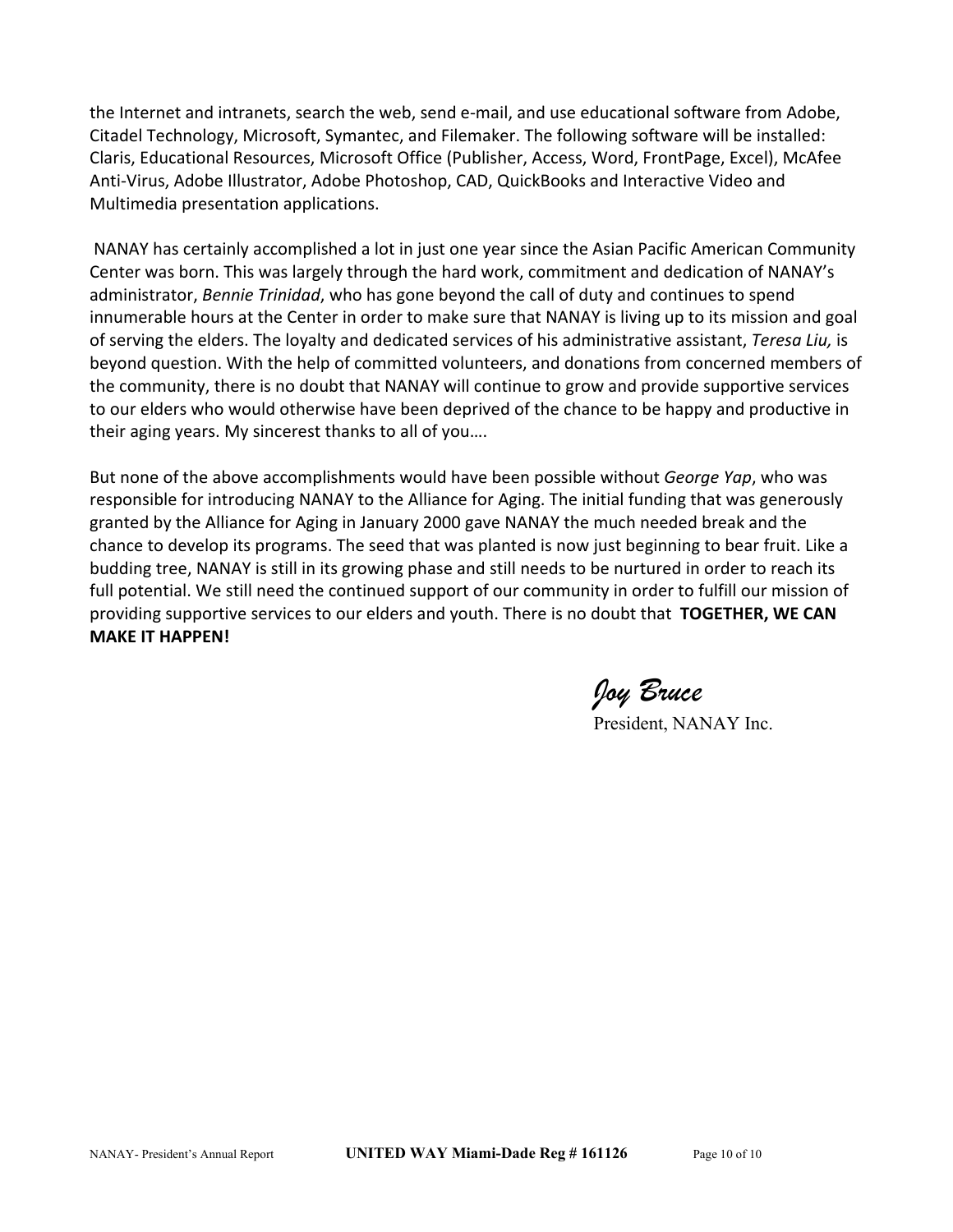the Internet and intranets, search the web, send e-mail, and use educational software from Adobe, Citadel Technology, Microsoft, Symantec, and Filemaker. The following software will be installed: Claris, Educational Resources, Microsoft Office (Publisher, Access, Word, FrontPage, Excel), McAfee Anti-Virus, Adobe Illustrator, Adobe Photoshop, CAD, QuickBooks and Interactive Video and Multimedia presentation applications.

NANAY has certainly accomplished a lot in just one year since the Asian Pacific American Community Center was born. This was largely through the hard work, commitment and dedication of NANAY's administrator, *Bennie Trinidad*, who has gone beyond the call of duty and continues to spend innumerable hours at the Center in order to make sure that NANAY is living up to its mission and goal of serving the elders. The loyalty and dedicated services of his administrative assistant, *Teresa Liu,* is beyond question. With the help of committed volunteers, and donations from concerned members of the community, there is no doubt that NANAY will continue to grow and provide supportive services to our elders who would otherwise have been deprived of the chance to be happy and productive in their aging years. My sincerest thanks to all of you….

But none of the above accomplishments would have been possible without *George Yap*, who was responsible for introducing NANAY to the Alliance for Aging. The initial funding that was generously granted by the Alliance for Aging in January 2000 gave NANAY the much needed break and the chance to develop its programs. The seed that was planted is now just beginning to bear fruit. Like a budding tree, NANAY is still in its growing phase and still needs to be nurtured in order to reach its full potential. We still need the continued support of our community in order to fulfill our mission of providing supportive services to our elders and youth. There is no doubt that **TOGETHER, WE CAN MAKE IT HAPPEN!**

*Joy Bruce*
President, NANAY Inc.